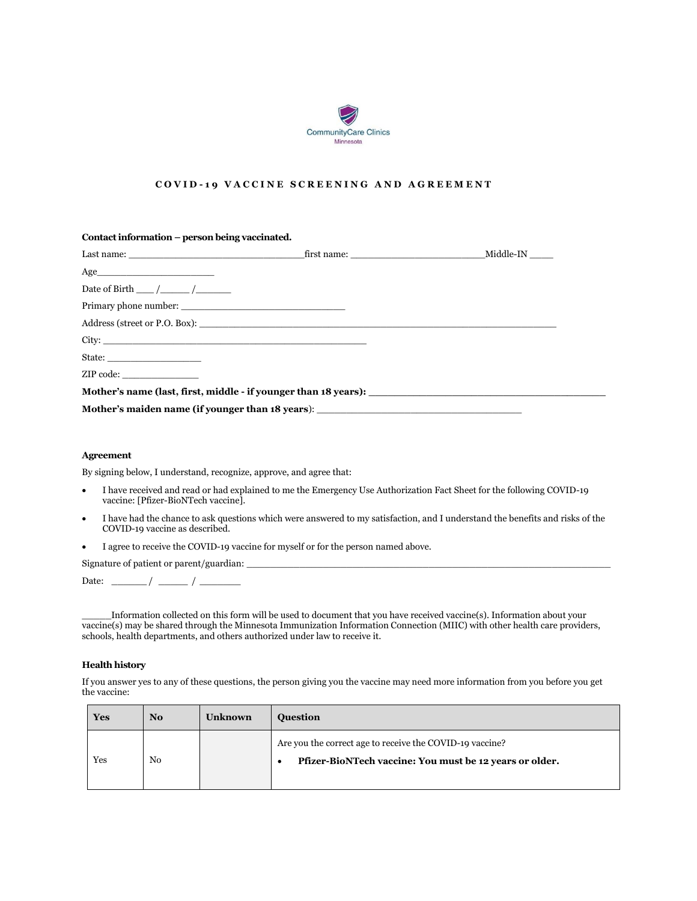CommunityCare Clinics
Minnesota

# COVID-19 VACCINE SCREENING AND AGREEMENT

**Contact information – person being vaccinated.**

Last name: ______________________________first name: _______________________Middle-IN ____

Age_____________________

Date of Birth ___ /_____ /______

Primary phone number: ____________________________

Address (street or P.O. Box): _____________________________________________________________

City: _____________________________________________

State: _________________

ZIP code: ______________

**Mother's name (last, first, middle - if younger than 18 years):** ________________________________________

**Mother's maiden name (if younger than 18 years)**: ___________________________________

**Agreement**

By signing below, I understand, recognize, approve, and agree that:

- I have received and read or had explained to me the Emergency Use Authorization Fact Sheet for the following COVID-19 vaccine: [Pfizer-BioNTech vaccine].
- I have had the chance to ask questions which were answered to my satisfaction, and I understand the benefits and risks of the COVID-19 vaccine as described.
- I agree to receive the COVID-19 vaccine for myself or for the person named above.

Signature of patient or parent/guardian: _______________________________________________________________

Date: ______ / _____ / _______

_____Information collected on this form will be used to document that you have received vaccine(s). Information about your vaccine(s) may be shared through the Minnesota Immunization Information Connection (MIIC) with other health care providers, schools, health departments, and others authorized under law to receive it.

**Health history**

If you answer yes to any of these questions, the person giving you the vaccine may need more information from you before you get the vaccine:

| Yes | No | Unknown | Question |
|---|---|---|---|
| Yes | No | | Are you the correct age to receive the COVID-19 vaccine?<br>• **Pfizer-BioNTech vaccine: You must be 12 years or older.** |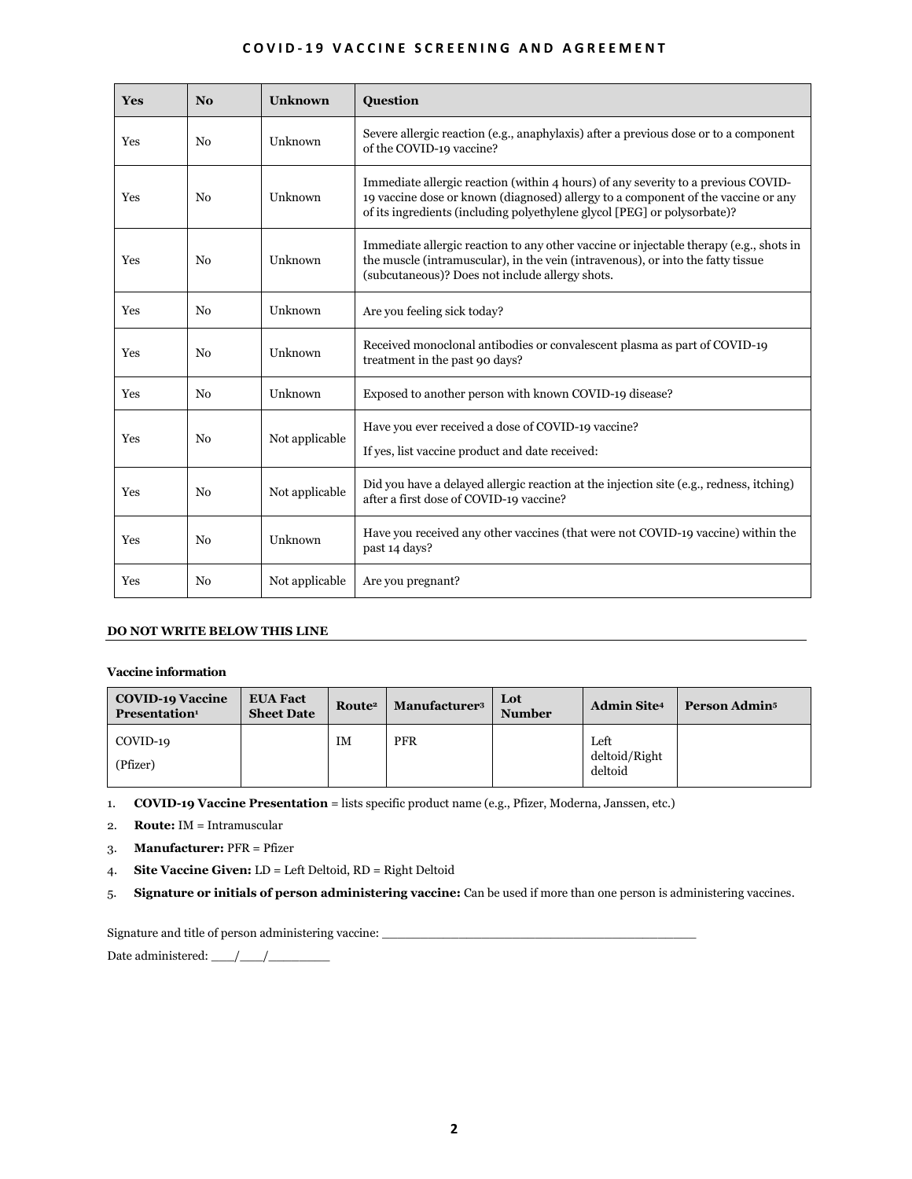# COVID-19 VACCINE SCREENING AND AGREEMENT

| Yes | No | Unknown | Question |
| --- | --- | --- | --- |
| Yes | No | Unknown | Severe allergic reaction (e.g., anaphylaxis) after a previous dose or to a component of the COVID-19 vaccine? |
| Yes | No | Unknown | Immediate allergic reaction (within 4 hours) of any severity to a previous COVID-19 vaccine dose or known (diagnosed) allergy to a component of the vaccine or any of its ingredients (including polyethylene glycol [PEG] or polysorbate)? |
| Yes | No | Unknown | Immediate allergic reaction to any other vaccine or injectable therapy (e.g., shots in the muscle (intramuscular), in the vein (intravenous), or into the fatty tissue (subcutaneous)? Does not include allergy shots. |
| Yes | No | Unknown | Are you feeling sick today? |
| Yes | No | Unknown | Received monoclonal antibodies or convalescent plasma as part of COVID-19 treatment in the past 90 days? |
| Yes | No | Unknown | Exposed to another person with known COVID-19 disease? |
| Yes | No | Not applicable | Have you ever received a dose of COVID-19 vaccine?<br>If yes, list vaccine product and date received: |
| Yes | No | Not applicable | Did you have a delayed allergic reaction at the injection site (e.g., redness, itching) after a first dose of COVID-19 vaccine? |
| Yes | No | Unknown | Have you received any other vaccines (that were not COVID-19 vaccine) within the past 14 days? |
| Yes | No | Not applicable | Are you pregnant? |

**DO NOT WRITE BELOW THIS LINE**

**Vaccine information**

| COVID-19 Vaccine Presentation[1] | EUA Fact Sheet Date | Route[2] | Manufacturer[3] | Lot Number | Admin Site[4] | Person Admin[5] |
| --- | --- | --- | --- | --- | --- | --- |
| COVID-19 (Pfizer) | | IM | PFR | | Left deltoid/Right deltoid | |

1. **COVID-19 Vaccine Presentation** = lists specific product name (e.g., Pfizer, Moderna, Janssen, etc.)
2. **Route:** IM = Intramuscular
3. **Manufacturer:** PFR = Pfizer
4. **Site Vaccine Given:** LD = Left Deltoid, RD = Right Deltoid
5. **Signature or initials of person administering vaccine:** Can be used if more than one person is administering vaccines.

Signature and title of person administering vaccine: ___________________________________________

Date administered: ___/___/________